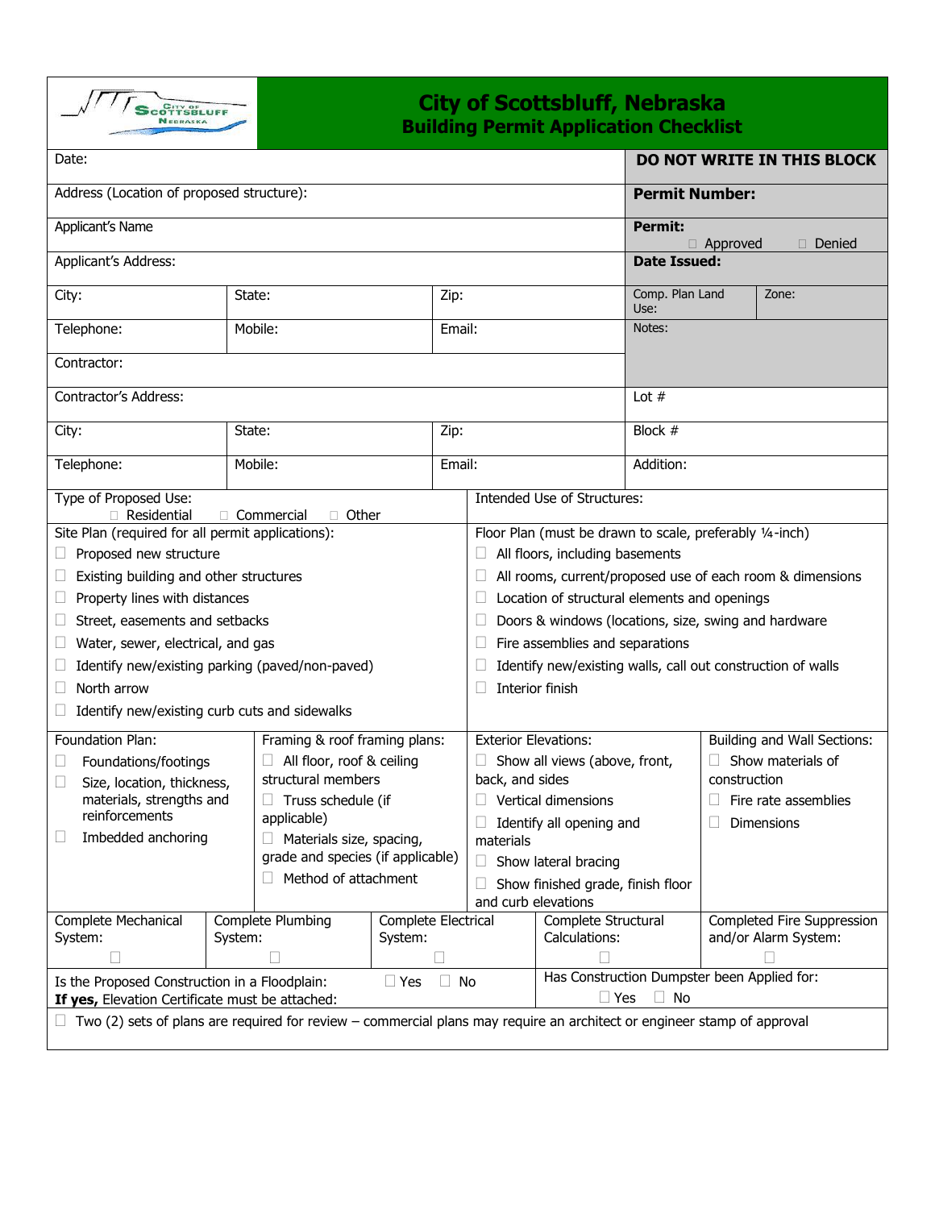# City of Scottsbluff, Nebraska
## Building Permit Application Checklist

| | | | **DO NOT WRITE IN THIS BLOCK** | |
|---|---|---|---|---|
| Date: | | | | |
| Address (Location of proposed structure): | | | **Permit Number:** | |
| Applicant's Name | | | **Permit:** ☐ Approved ☐ Denied | |
| Applicant's Address: | | | **Date Issued:** | |
| City: | State: | Zip: | Comp. Plan Land Use: | Zone: |
| Telephone: | Mobile: | Email: | Notes: | |
| Contractor: | | | | |
| Contractor's Address: | | | Lot # | |
| City: | State: | Zip: | Block # | |
| Telephone: | Mobile: | Email: | Addition: | |

Type of Proposed Use: ☐ Residential ☐ Commercial ☐ Other

Intended Use of Structures:

**Site Plan (required for all permit applications):**
- ☐ Proposed new structure
- ☐ Existing building and other structures
- ☐ Property lines with distances
- ☐ Street, easements and setbacks
- ☐ Water, sewer, electrical, and gas
- ☐ Identify new/existing parking (paved/non-paved)
- ☐ North arrow
- ☐ Identify new/existing curb cuts and sidewalks

**Floor Plan (must be drawn to scale, preferably ¼-inch)**
- ☐ All floors, including basements
- ☐ All rooms, current/proposed use of each room & dimensions
- ☐ Location of structural elements and openings
- ☐ Doors & windows (locations, size, swing and hardware
- ☐ Fire assemblies and separations
- ☐ Identify new/existing walls, call out construction of walls
- ☐ Interior finish

**Foundation Plan:**
- ☐ Foundations/footings
- ☐ Size, location, thickness, materials, strengths and reinforcements
- ☐ Imbedded anchoring

**Framing & roof framing plans:**
- ☐ All floor, roof & ceiling structural members
- ☐ Truss schedule (if applicable)
- ☐ Materials size, spacing, grade and species (if applicable)
- ☐ Method of attachment

**Exterior Elevations:**
- ☐ Show all views (above, front, back, and sides
- ☐ Vertical dimensions
- ☐ Identify all opening and materials
- ☐ Show lateral bracing
- ☐ Show finished grade, finish floor and curb elevations

**Building and Wall Sections:**
- ☐ Show materials of construction
- ☐ Fire rate assemblies
- ☐ Dimensions

| Complete Mechanical System: | Complete Plumbing System: | Complete Electrical System: | Complete Structural Calculations: | Completed Fire Suppression and/or Alarm System: |
|---|---|---|---|---|
| ☐ | ☐ | ☐ | ☐ | ☐ |

Is the Proposed Construction in a Floodplain: ☐ Yes ☐ No
**If yes,** Elevation Certificate must be attached:

Has Construction Dumpster been Applied for: ☐ Yes ☐ No

☐ Two (2) sets of plans are required for review – commercial plans may require an architect or engineer stamp of approval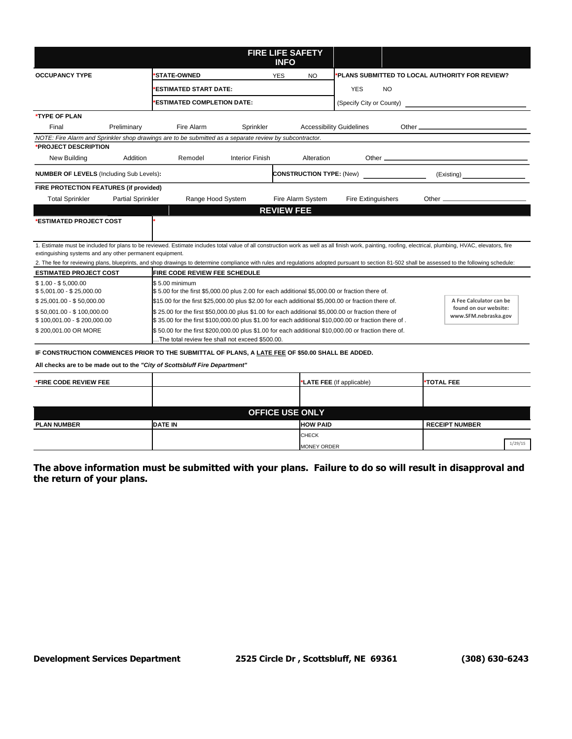## FIRE LIFE SAFETY INFO

| OCCUPANCY TYPE | *STATE-OWNED | YES | NO | *PLANS SUBMITTED TO LOCAL AUTHORITY FOR REVIEW? |
|---|---|---|---|---|
| | *ESTIMATED START DATE: | | | YES NO |
| | *ESTIMATED COMPLETION DATE: | | | (Specify City or County) ______ |

**\*TYPE OF PLAN**

Final | Preliminary | Fire Alarm | Sprinkler | Accessibility Guidelines | Other ______

*NOTE: Fire Alarm and Sprinkler shop drawings are to be submitted as a separate review by subcontractor.*

**\*PROJECT DESCRIPTION**

New Building | Addition | Remodel | Interior Finish | Alteration | Other ______

**NUMBER OF LEVELS** (Including Sub Levels): | **CONSTRUCTION TYPE:** (New) ______ (Existing) ______

**FIRE PROTECTION FEATURES (if provided)**

Total Sprinkler | Partial Sprinkler | Range Hood System | Fire Alarm System | Fire Extinguishers | Other ______

## REVIEW FEE

**\*ESTIMATED PROJECT COST** *

1. Estimate must be included for plans to be reviewed. Estimate includes total value of all construction work as well as all finish work, painting, roofing, electrical, plumbing, HVAC, elevators, fire extinguishing systems and any other permanent equipment.
2. The fee for reviewing plans, blueprints, and shop drawings to determine compliance with rules and regulations adopted pursuant to section 81-502 shall be assessed to the following schedule:

| ESTIMATED PROJECT COST | FIRE CODE REVIEW FEE SCHEDULE |
|---|---|
| $ 1.00 - $ 5,000.00 | $ 5.00 minimum |
| $ 5,001.00 - $ 25,000.00 | $ 5.00 for the first $5,000.00 plus 2.00 for each additional $5,000.00 or fraction there of. |
| $ 25,001.00 - $ 50,000.00 | $15.00 for the first $25,000.00 plus $2.00 for each additional $5,000.00 or fraction there of. |
| $ 50,001.00 - $ 100,000.00 | $ 25.00 for the first $50,000.00 plus $1.00 for each additional $5,000.00 or fraction there of |
| $ 100,001.00 - $ 200,000.00 | $ 35.00 for the first $100,000.00 plus $1.00 for each additional $10,000.00 or fraction there of . |
| $ 200,001.00 OR MORE | $ 50.00 for the first $200,000.00 plus $1.00 for each additional $10,000.00 or fraction there of. …The total review fee shall not exceed $500.00. |

A Fee Calculator can be found on our website: www.SFM.nebraska.gov

**IF CONSTRUCTION COMMENCES PRIOR TO THE SUBMITTAL OF PLANS, A LATE FEE OF $50.00 SHALL BE ADDED.**

**All checks are to be made out to the *"City of Scottsbluff Fire Department"***

| *FIRE CODE REVIEW FEE | | *LATE FEE (If applicable) | *TOTAL FEE |
|---|---|---|---|
| | | | |

## OFFICE USE ONLY

| PLAN NUMBER | DATE IN | HOW PAID | RECEIPT NUMBER |
|---|---|---|---|
| | | CHECK | |
| | | MONEY ORDER | |

1/29/15

**The above information must be submitted with your plans. Failure to do so will result in disapproval and the return of your plans.**

**Development Services Department** **2525 Circle Dr , Scottsbluff, NE 69361** **(308) 630-6243**